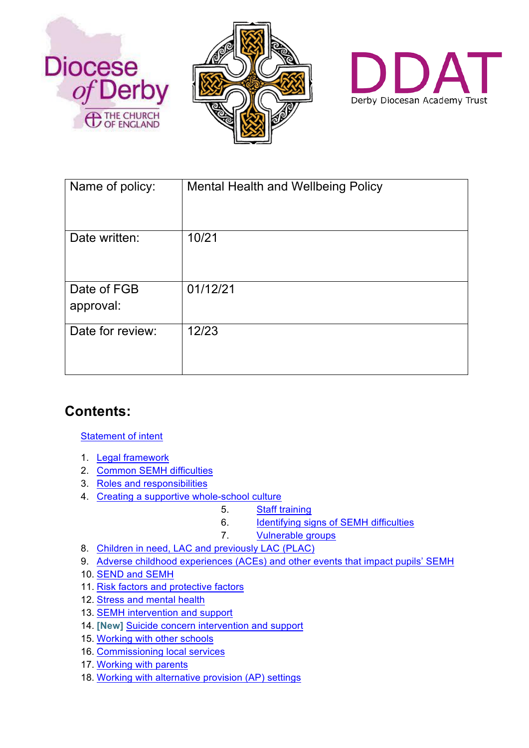Diocese of Derby
THE CHURCH OF ENGLAND

DDAT
Derby Diocesan Academy Trust

| Name of policy: | Mental Health and Wellbeing Policy |
|---|---|
| Date written: | 10/21 |
| Date of FGB approval: | 01/12/21 |
| Date for review: | 12/23 |

## Contents:

Statement of intent

1. Legal framework
2. Common SEMH difficulties
3. Roles and responsibilities
4. Creating a supportive whole-school culture
5. Staff training
6. Identifying signs of SEMH difficulties
7. Vulnerable groups
8. Children in need, LAC and previously LAC (PLAC)
9. Adverse childhood experiences (ACEs) and other events that impact pupils' SEMH
10. SEND and SEMH
11. Risk factors and protective factors
12. Stress and mental health
13. SEMH intervention and support
14. **[New]** Suicide concern intervention and support
15. Working with other schools
16. Commissioning local services
17. Working with parents
18. Working with alternative provision (AP) settings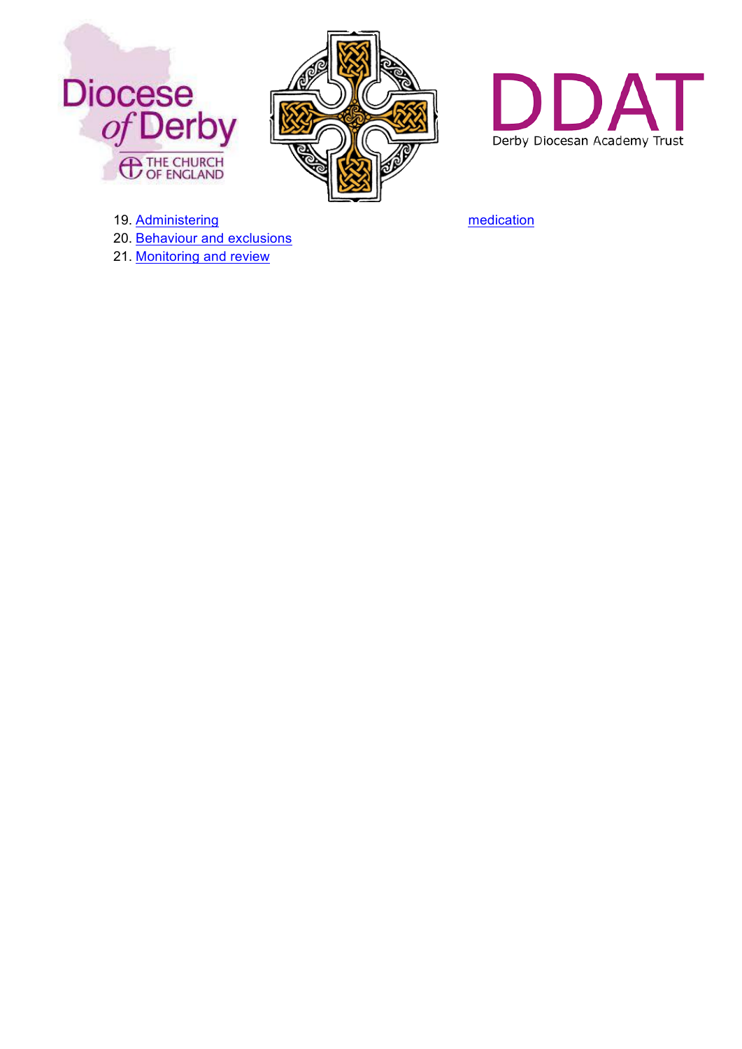19. Administering medication
20. Behaviour and exclusions
21. Monitoring and review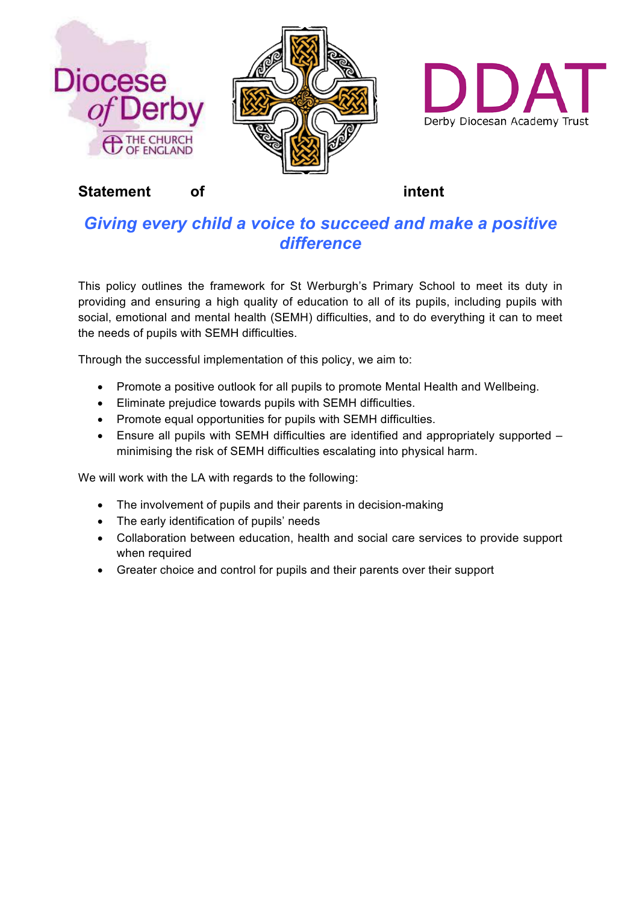Diocese of Derby
THE CHURCH OF ENGLAND

DDAT
Derby Diocesan Academy Trust

## Statement of intent

## *Giving every child a voice to succeed and make a positive difference*

This policy outlines the framework for St Werburgh's Primary School to meet its duty in providing and ensuring a high quality of education to all of its pupils, including pupils with social, emotional and mental health (SEMH) difficulties, and to do everything it can to meet the needs of pupils with SEMH difficulties.

Through the successful implementation of this policy, we aim to:

- Promote a positive outlook for all pupils to promote Mental Health and Wellbeing.
- Eliminate prejudice towards pupils with SEMH difficulties.
- Promote equal opportunities for pupils with SEMH difficulties.
- Ensure all pupils with SEMH difficulties are identified and appropriately supported – minimising the risk of SEMH difficulties escalating into physical harm.

We will work with the LA with regards to the following:

- The involvement of pupils and their parents in decision-making
- The early identification of pupils' needs
- Collaboration between education, health and social care services to provide support when required
- Greater choice and control for pupils and their parents over their support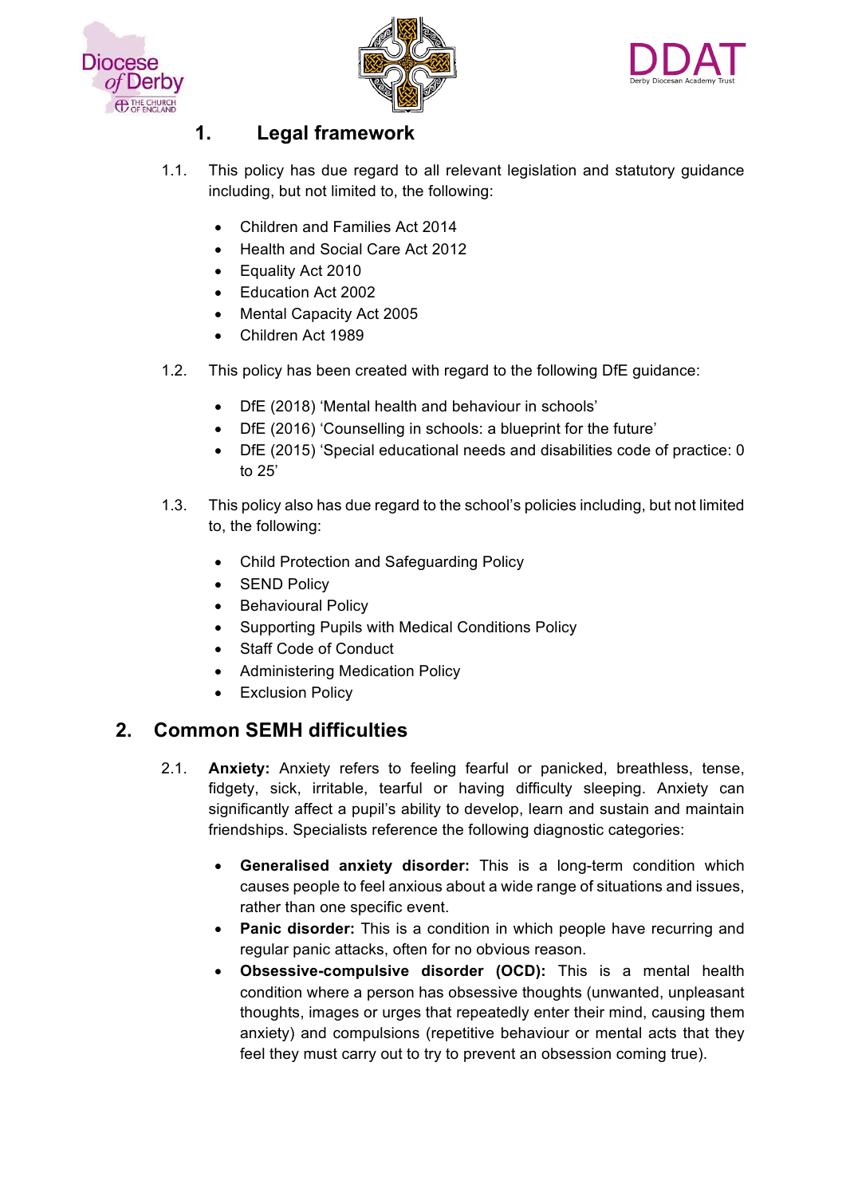## 1. Legal framework

1.1. This policy has due regard to all relevant legislation and statutory guidance including, but not limited to, the following:

- Children and Families Act 2014
- Health and Social Care Act 2012
- Equality Act 2010
- Education Act 2002
- Mental Capacity Act 2005
- Children Act 1989

1.2. This policy has been created with regard to the following DfE guidance:

- DfE (2018) 'Mental health and behaviour in schools'
- DfE (2016) 'Counselling in schools: a blueprint for the future'
- DfE (2015) 'Special educational needs and disabilities code of practice: 0 to 25'

1.3. This policy also has due regard to the school's policies including, but not limited to, the following:

- Child Protection and Safeguarding Policy
- SEND Policy
- Behavioural Policy
- Supporting Pupils with Medical Conditions Policy
- Staff Code of Conduct
- Administering Medication Policy
- Exclusion Policy

## 2. Common SEMH difficulties

2.1. **Anxiety:** Anxiety refers to feeling fearful or panicked, breathless, tense, fidgety, sick, irritable, tearful or having difficulty sleeping. Anxiety can significantly affect a pupil's ability to develop, learn and sustain and maintain friendships. Specialists reference the following diagnostic categories:

- **Generalised anxiety disorder:** This is a long-term condition which causes people to feel anxious about a wide range of situations and issues, rather than one specific event.
- **Panic disorder:** This is a condition in which people have recurring and regular panic attacks, often for no obvious reason.
- **Obsessive-compulsive disorder (OCD):** This is a mental health condition where a person has obsessive thoughts (unwanted, unpleasant thoughts, images or urges that repeatedly enter their mind, causing them anxiety) and compulsions (repetitive behaviour or mental acts that they feel they must carry out to try to prevent an obsession coming true).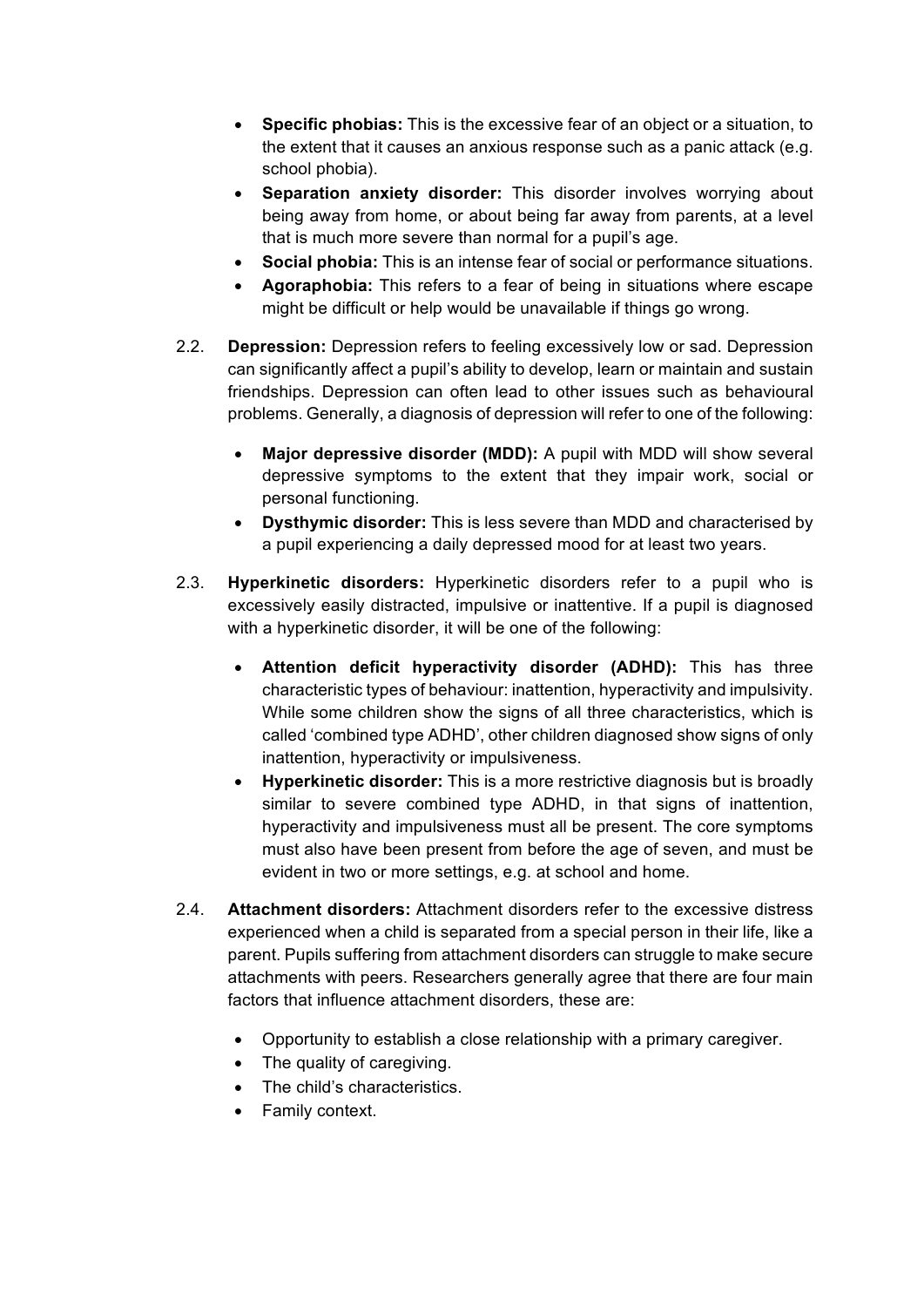- **Specific phobias:** This is the excessive fear of an object or a situation, to the extent that it causes an anxious response such as a panic attack (e.g. school phobia).
- **Separation anxiety disorder:** This disorder involves worrying about being away from home, or about being far away from parents, at a level that is much more severe than normal for a pupil's age.
- **Social phobia:** This is an intense fear of social or performance situations.
- **Agoraphobia:** This refers to a fear of being in situations where escape might be difficult or help would be unavailable if things go wrong.

2.2. **Depression:** Depression refers to feeling excessively low or sad. Depression can significantly affect a pupil's ability to develop, learn or maintain and sustain friendships. Depression can often lead to other issues such as behavioural problems. Generally, a diagnosis of depression will refer to one of the following:

- **Major depressive disorder (MDD):** A pupil with MDD will show several depressive symptoms to the extent that they impair work, social or personal functioning.
- **Dysthymic disorder:** This is less severe than MDD and characterised by a pupil experiencing a daily depressed mood for at least two years.

2.3. **Hyperkinetic disorders:** Hyperkinetic disorders refer to a pupil who is excessively easily distracted, impulsive or inattentive. If a pupil is diagnosed with a hyperkinetic disorder, it will be one of the following:

- **Attention deficit hyperactivity disorder (ADHD):** This has three characteristic types of behaviour: inattention, hyperactivity and impulsivity. While some children show the signs of all three characteristics, which is called 'combined type ADHD', other children diagnosed show signs of only inattention, hyperactivity or impulsiveness.
- **Hyperkinetic disorder:** This is a more restrictive diagnosis but is broadly similar to severe combined type ADHD, in that signs of inattention, hyperactivity and impulsiveness must all be present. The core symptoms must also have been present from before the age of seven, and must be evident in two or more settings, e.g. at school and home.

2.4. **Attachment disorders:** Attachment disorders refer to the excessive distress experienced when a child is separated from a special person in their life, like a parent. Pupils suffering from attachment disorders can struggle to make secure attachments with peers. Researchers generally agree that there are four main factors that influence attachment disorders, these are:

- Opportunity to establish a close relationship with a primary caregiver.
- The quality of caregiving.
- The child's characteristics.
- Family context.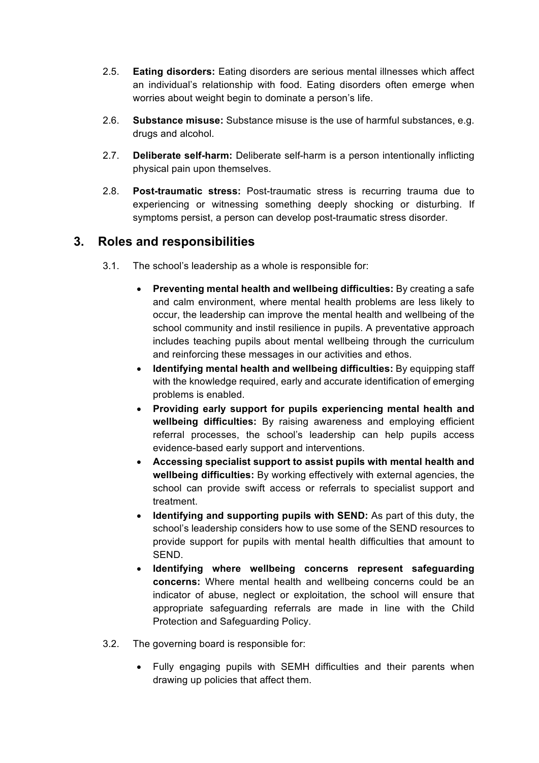2.5. **Eating disorders:** Eating disorders are serious mental illnesses which affect an individual's relationship with food. Eating disorders often emerge when worries about weight begin to dominate a person's life.

2.6. **Substance misuse:** Substance misuse is the use of harmful substances, e.g. drugs and alcohol.

2.7. **Deliberate self-harm:** Deliberate self-harm is a person intentionally inflicting physical pain upon themselves.

2.8. **Post-traumatic stress:** Post-traumatic stress is recurring trauma due to experiencing or witnessing something deeply shocking or disturbing. If symptoms persist, a person can develop post-traumatic stress disorder.

## 3. Roles and responsibilities

3.1. The school's leadership as a whole is responsible for:

- **Preventing mental health and wellbeing difficulties:** By creating a safe and calm environment, where mental health problems are less likely to occur, the leadership can improve the mental health and wellbeing of the school community and instil resilience in pupils. A preventative approach includes teaching pupils about mental wellbeing through the curriculum and reinforcing these messages in our activities and ethos.
- **Identifying mental health and wellbeing difficulties:** By equipping staff with the knowledge required, early and accurate identification of emerging problems is enabled.
- **Providing early support for pupils experiencing mental health and wellbeing difficulties:** By raising awareness and employing efficient referral processes, the school's leadership can help pupils access evidence-based early support and interventions.
- **Accessing specialist support to assist pupils with mental health and wellbeing difficulties:** By working effectively with external agencies, the school can provide swift access or referrals to specialist support and treatment.
- **Identifying and supporting pupils with SEND:** As part of this duty, the school's leadership considers how to use some of the SEND resources to provide support for pupils with mental health difficulties that amount to SEND.
- **Identifying where wellbeing concerns represent safeguarding concerns:** Where mental health and wellbeing concerns could be an indicator of abuse, neglect or exploitation, the school will ensure that appropriate safeguarding referrals are made in line with the Child Protection and Safeguarding Policy.

3.2. The governing board is responsible for:

- Fully engaging pupils with SEMH difficulties and their parents when drawing up policies that affect them.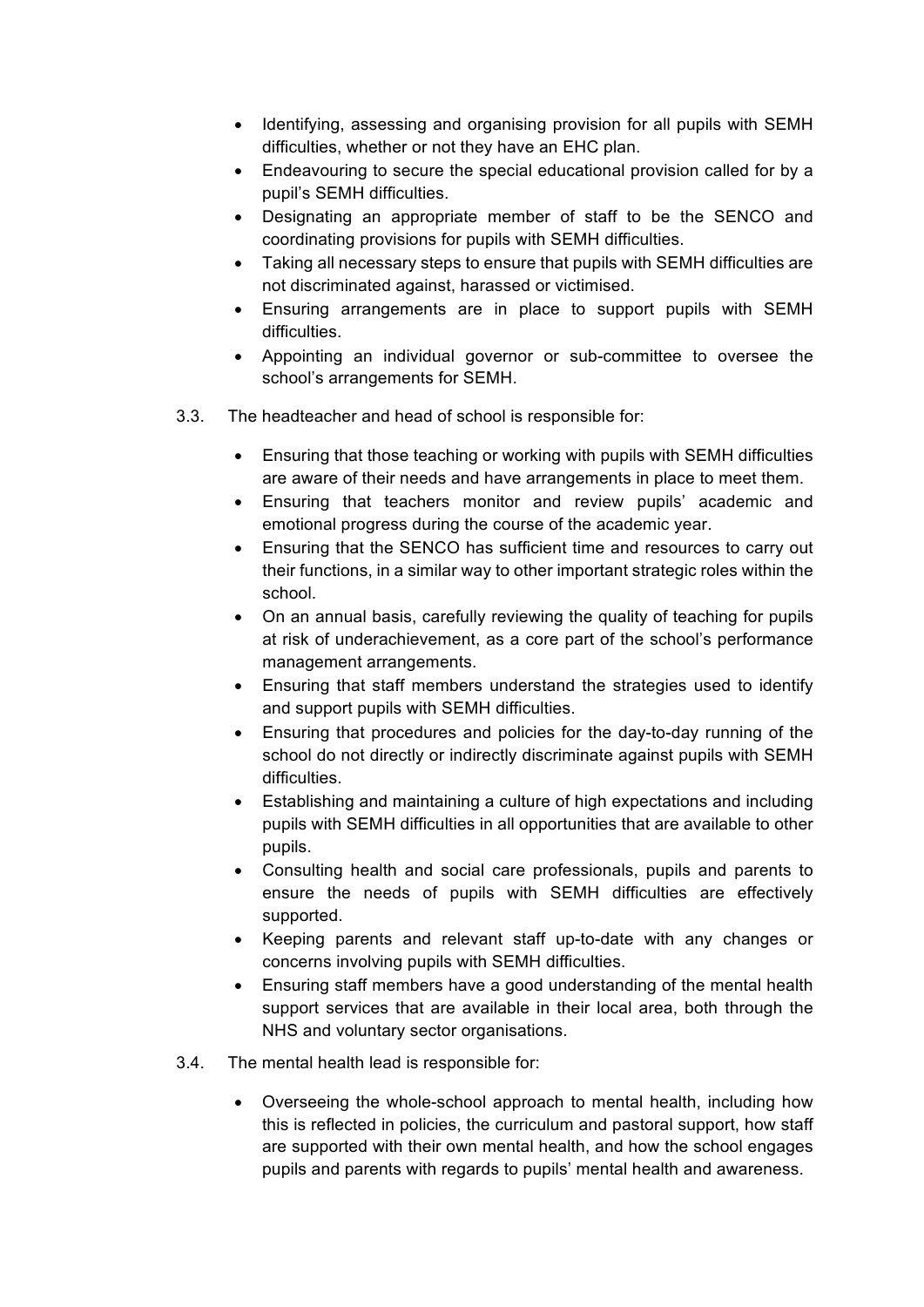- Identifying, assessing and organising provision for all pupils with SEMH difficulties, whether or not they have an EHC plan.
- Endeavouring to secure the special educational provision called for by a pupil's SEMH difficulties.
- Designating an appropriate member of staff to be the SENCO and coordinating provisions for pupils with SEMH difficulties.
- Taking all necessary steps to ensure that pupils with SEMH difficulties are not discriminated against, harassed or victimised.
- Ensuring arrangements are in place to support pupils with SEMH difficulties.
- Appointing an individual governor or sub-committee to oversee the school's arrangements for SEMH.

3.3. The headteacher and head of school is responsible for:

- Ensuring that those teaching or working with pupils with SEMH difficulties are aware of their needs and have arrangements in place to meet them.
- Ensuring that teachers monitor and review pupils' academic and emotional progress during the course of the academic year.
- Ensuring that the SENCO has sufficient time and resources to carry out their functions, in a similar way to other important strategic roles within the school.
- On an annual basis, carefully reviewing the quality of teaching for pupils at risk of underachievement, as a core part of the school's performance management arrangements.
- Ensuring that staff members understand the strategies used to identify and support pupils with SEMH difficulties.
- Ensuring that procedures and policies for the day-to-day running of the school do not directly or indirectly discriminate against pupils with SEMH difficulties.
- Establishing and maintaining a culture of high expectations and including pupils with SEMH difficulties in all opportunities that are available to other pupils.
- Consulting health and social care professionals, pupils and parents to ensure the needs of pupils with SEMH difficulties are effectively supported.
- Keeping parents and relevant staff up-to-date with any changes or concerns involving pupils with SEMH difficulties.
- Ensuring staff members have a good understanding of the mental health support services that are available in their local area, both through the NHS and voluntary sector organisations.

3.4. The mental health lead is responsible for:

- Overseeing the whole-school approach to mental health, including how this is reflected in policies, the curriculum and pastoral support, how staff are supported with their own mental health, and how the school engages pupils and parents with regards to pupils' mental health and awareness.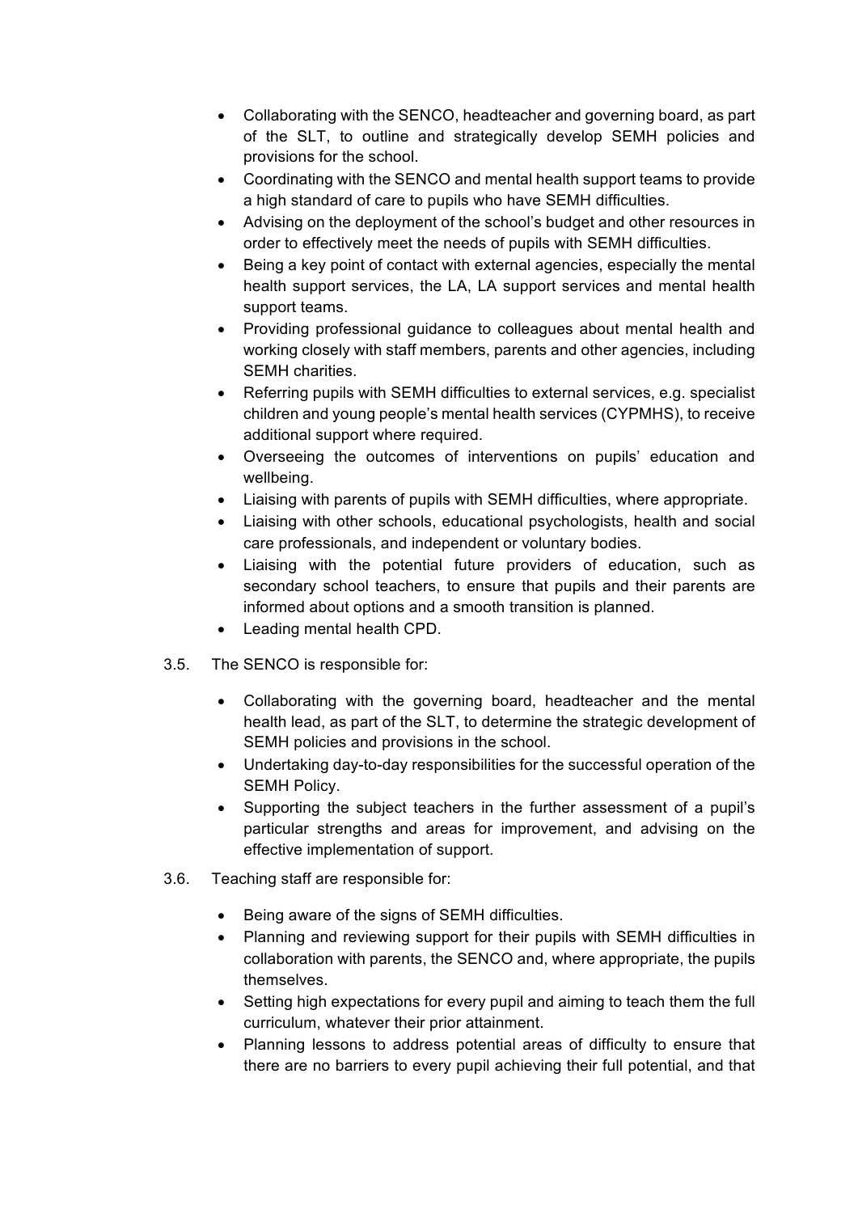- Collaborating with the SENCO, headteacher and governing board, as part of the SLT, to outline and strategically develop SEMH policies and provisions for the school.
- Coordinating with the SENCO and mental health support teams to provide a high standard of care to pupils who have SEMH difficulties.
- Advising on the deployment of the school's budget and other resources in order to effectively meet the needs of pupils with SEMH difficulties.
- Being a key point of contact with external agencies, especially the mental health support services, the LA, LA support services and mental health support teams.
- Providing professional guidance to colleagues about mental health and working closely with staff members, parents and other agencies, including SEMH charities.
- Referring pupils with SEMH difficulties to external services, e.g. specialist children and young people's mental health services (CYPMHS), to receive additional support where required.
- Overseeing the outcomes of interventions on pupils' education and wellbeing.
- Liaising with parents of pupils with SEMH difficulties, where appropriate.
- Liaising with other schools, educational psychologists, health and social care professionals, and independent or voluntary bodies.
- Liaising with the potential future providers of education, such as secondary school teachers, to ensure that pupils and their parents are informed about options and a smooth transition is planned.
- Leading mental health CPD.

3.5. The SENCO is responsible for:

- Collaborating with the governing board, headteacher and the mental health lead, as part of the SLT, to determine the strategic development of SEMH policies and provisions in the school.
- Undertaking day-to-day responsibilities for the successful operation of the SEMH Policy.
- Supporting the subject teachers in the further assessment of a pupil's particular strengths and areas for improvement, and advising on the effective implementation of support.

3.6. Teaching staff are responsible for:

- Being aware of the signs of SEMH difficulties.
- Planning and reviewing support for their pupils with SEMH difficulties in collaboration with parents, the SENCO and, where appropriate, the pupils themselves.
- Setting high expectations for every pupil and aiming to teach them the full curriculum, whatever their prior attainment.
- Planning lessons to address potential areas of difficulty to ensure that there are no barriers to every pupil achieving their full potential, and that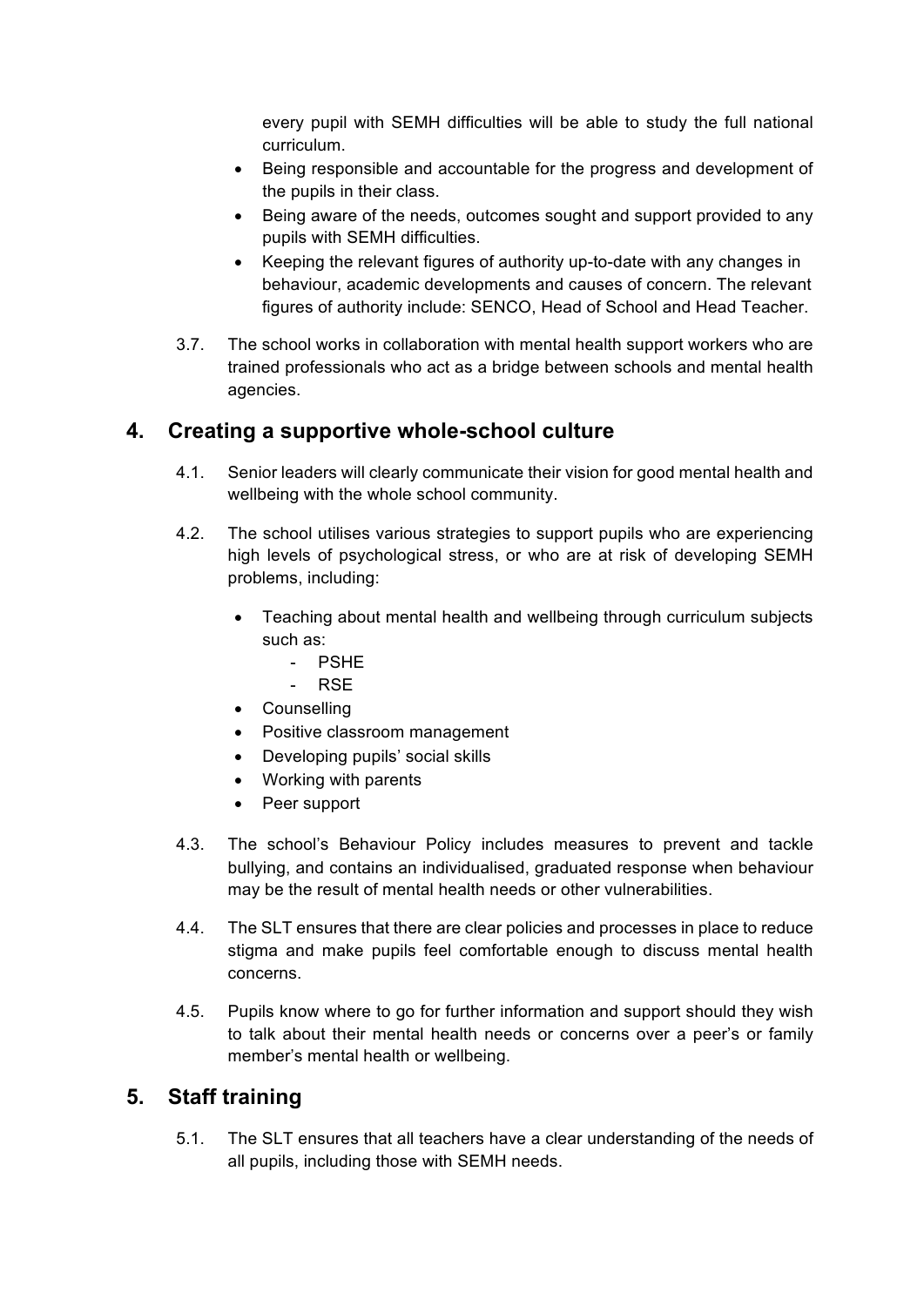every pupil with SEMH difficulties will be able to study the full national curriculum.

- Being responsible and accountable for the progress and development of the pupils in their class.
- Being aware of the needs, outcomes sought and support provided to any pupils with SEMH difficulties.
- Keeping the relevant figures of authority up-to-date with any changes in behaviour, academic developments and causes of concern. The relevant figures of authority include: SENCO, Head of School and Head Teacher.

3.7. The school works in collaboration with mental health support workers who are trained professionals who act as a bridge between schools and mental health agencies.

## 4. Creating a supportive whole-school culture

4.1. Senior leaders will clearly communicate their vision for good mental health and wellbeing with the whole school community.

4.2. The school utilises various strategies to support pupils who are experiencing high levels of psychological stress, or who are at risk of developing SEMH problems, including:

- Teaching about mental health and wellbeing through curriculum subjects such as:
  - PSHE
  - RSE
- Counselling
- Positive classroom management
- Developing pupils' social skills
- Working with parents
- Peer support

4.3. The school's Behaviour Policy includes measures to prevent and tackle bullying, and contains an individualised, graduated response when behaviour may be the result of mental health needs or other vulnerabilities.

4.4. The SLT ensures that there are clear policies and processes in place to reduce stigma and make pupils feel comfortable enough to discuss mental health concerns.

4.5. Pupils know where to go for further information and support should they wish to talk about their mental health needs or concerns over a peer's or family member's mental health or wellbeing.

## 5. Staff training

5.1. The SLT ensures that all teachers have a clear understanding of the needs of all pupils, including those with SEMH needs.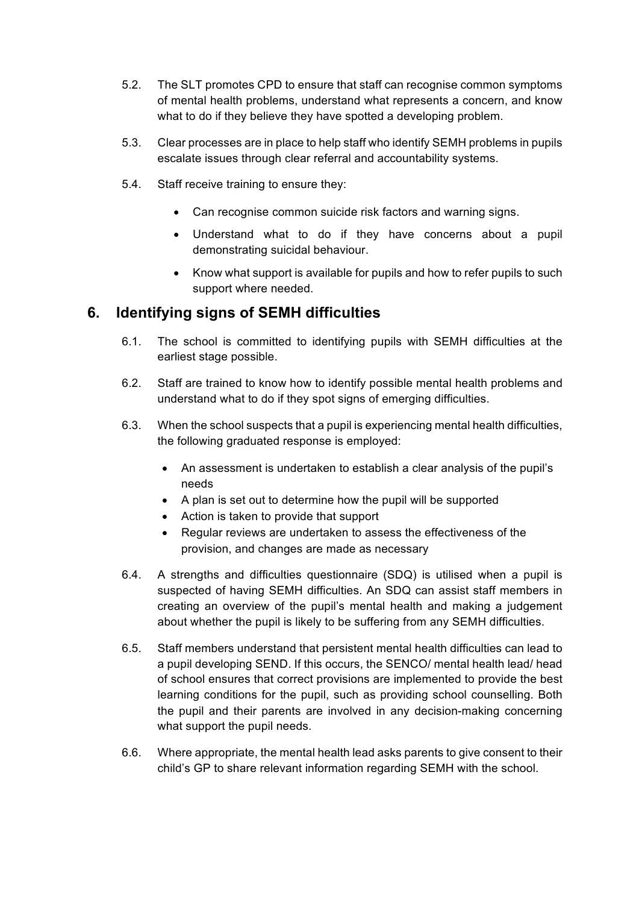5.2. The SLT promotes CPD to ensure that staff can recognise common symptoms of mental health problems, understand what represents a concern, and know what to do if they believe they have spotted a developing problem.

5.3. Clear processes are in place to help staff who identify SEMH problems in pupils escalate issues through clear referral and accountability systems.

5.4. Staff receive training to ensure they:

- Can recognise common suicide risk factors and warning signs.
- Understand what to do if they have concerns about a pupil demonstrating suicidal behaviour.
- Know what support is available for pupils and how to refer pupils to such support where needed.

## 6. Identifying signs of SEMH difficulties

6.1. The school is committed to identifying pupils with SEMH difficulties at the earliest stage possible.

6.2. Staff are trained to know how to identify possible mental health problems and understand what to do if they spot signs of emerging difficulties.

6.3. When the school suspects that a pupil is experiencing mental health difficulties, the following graduated response is employed:

- An assessment is undertaken to establish a clear analysis of the pupil's needs
- A plan is set out to determine how the pupil will be supported
- Action is taken to provide that support
- Regular reviews are undertaken to assess the effectiveness of the provision, and changes are made as necessary

6.4. A strengths and difficulties questionnaire (SDQ) is utilised when a pupil is suspected of having SEMH difficulties. An SDQ can assist staff members in creating an overview of the pupil's mental health and making a judgement about whether the pupil is likely to be suffering from any SEMH difficulties.

6.5. Staff members understand that persistent mental health difficulties can lead to a pupil developing SEND. If this occurs, the SENCO/ mental health lead/ head of school ensures that correct provisions are implemented to provide the best learning conditions for the pupil, such as providing school counselling. Both the pupil and their parents are involved in any decision-making concerning what support the pupil needs.

6.6. Where appropriate, the mental health lead asks parents to give consent to their child's GP to share relevant information regarding SEMH with the school.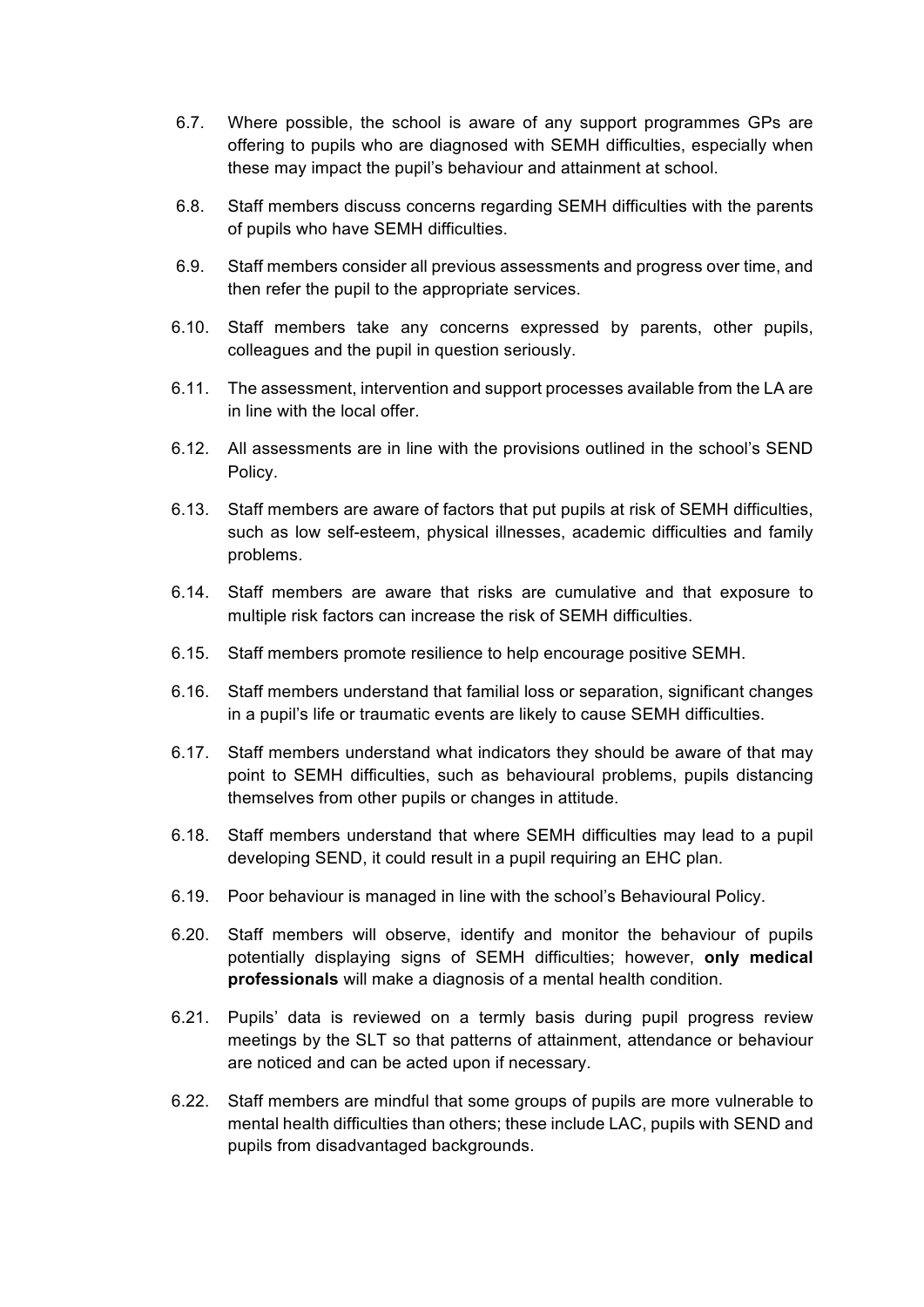6.7. Where possible, the school is aware of any support programmes GPs are offering to pupils who are diagnosed with SEMH difficulties, especially when these may impact the pupil's behaviour and attainment at school.

6.8. Staff members discuss concerns regarding SEMH difficulties with the parents of pupils who have SEMH difficulties.

6.9. Staff members consider all previous assessments and progress over time, and then refer the pupil to the appropriate services.

6.10. Staff members take any concerns expressed by parents, other pupils, colleagues and the pupil in question seriously.

6.11. The assessment, intervention and support processes available from the LA are in line with the local offer.

6.12. All assessments are in line with the provisions outlined in the school's SEND Policy.

6.13. Staff members are aware of factors that put pupils at risk of SEMH difficulties, such as low self-esteem, physical illnesses, academic difficulties and family problems.

6.14. Staff members are aware that risks are cumulative and that exposure to multiple risk factors can increase the risk of SEMH difficulties.

6.15. Staff members promote resilience to help encourage positive SEMH.

6.16. Staff members understand that familial loss or separation, significant changes in a pupil's life or traumatic events are likely to cause SEMH difficulties.

6.17. Staff members understand what indicators they should be aware of that may point to SEMH difficulties, such as behavioural problems, pupils distancing themselves from other pupils or changes in attitude.

6.18. Staff members understand that where SEMH difficulties may lead to a pupil developing SEND, it could result in a pupil requiring an EHC plan.

6.19. Poor behaviour is managed in line with the school's Behavioural Policy.

6.20. Staff members will observe, identify and monitor the behaviour of pupils potentially displaying signs of SEMH difficulties; however, **only medical professionals** will make a diagnosis of a mental health condition.

6.21. Pupils' data is reviewed on a termly basis during pupil progress review meetings by the SLT so that patterns of attainment, attendance or behaviour are noticed and can be acted upon if necessary.

6.22. Staff members are mindful that some groups of pupils are more vulnerable to mental health difficulties than others; these include LAC, pupils with SEND and pupils from disadvantaged backgrounds.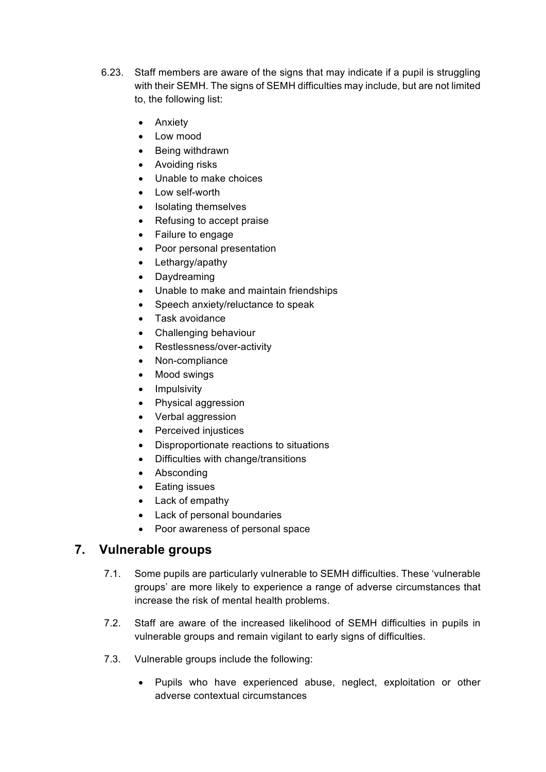6.23. Staff members are aware of the signs that may indicate if a pupil is struggling with their SEMH. The signs of SEMH difficulties may include, but are not limited to, the following list:

- Anxiety
- Low mood
- Being withdrawn
- Avoiding risks
- Unable to make choices
- Low self-worth
- Isolating themselves
- Refusing to accept praise
- Failure to engage
- Poor personal presentation
- Lethargy/apathy
- Daydreaming
- Unable to make and maintain friendships
- Speech anxiety/reluctance to speak
- Task avoidance
- Challenging behaviour
- Restlessness/over-activity
- Non-compliance
- Mood swings
- Impulsivity
- Physical aggression
- Verbal aggression
- Perceived injustices
- Disproportionate reactions to situations
- Difficulties with change/transitions
- Absconding
- Eating issues
- Lack of empathy
- Lack of personal boundaries
- Poor awareness of personal space

## 7. Vulnerable groups

7.1. Some pupils are particularly vulnerable to SEMH difficulties. These 'vulnerable groups' are more likely to experience a range of adverse circumstances that increase the risk of mental health problems.

7.2. Staff are aware of the increased likelihood of SEMH difficulties in pupils in vulnerable groups and remain vigilant to early signs of difficulties.

7.3. Vulnerable groups include the following:

- Pupils who have experienced abuse, neglect, exploitation or other adverse contextual circumstances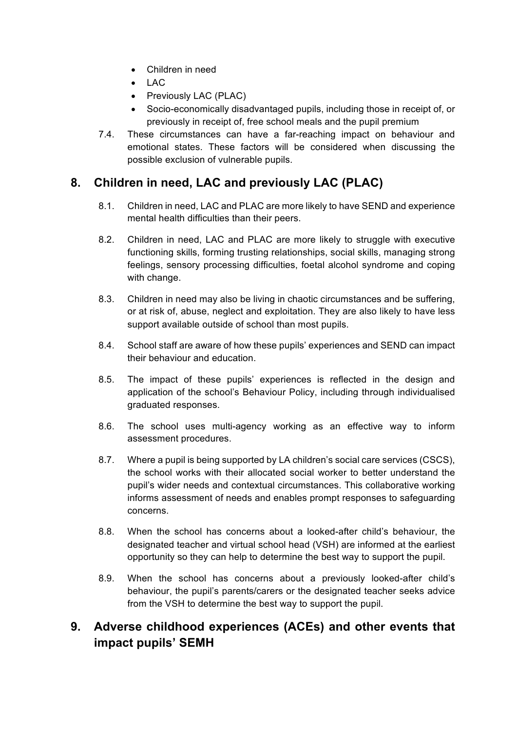- Children in need
- LAC
- Previously LAC (PLAC)
- Socio-economically disadvantaged pupils, including those in receipt of, or previously in receipt of, free school meals and the pupil premium

7.4. These circumstances can have a far-reaching impact on behaviour and emotional states. These factors will be considered when discussing the possible exclusion of vulnerable pupils.

## 8. Children in need, LAC and previously LAC (PLAC)

8.1. Children in need, LAC and PLAC are more likely to have SEND and experience mental health difficulties than their peers.

8.2. Children in need, LAC and PLAC are more likely to struggle with executive functioning skills, forming trusting relationships, social skills, managing strong feelings, sensory processing difficulties, foetal alcohol syndrome and coping with change.

8.3. Children in need may also be living in chaotic circumstances and be suffering, or at risk of, abuse, neglect and exploitation. They are also likely to have less support available outside of school than most pupils.

8.4. School staff are aware of how these pupils' experiences and SEND can impact their behaviour and education.

8.5. The impact of these pupils' experiences is reflected in the design and application of the school's Behaviour Policy, including through individualised graduated responses.

8.6. The school uses multi-agency working as an effective way to inform assessment procedures.

8.7. Where a pupil is being supported by LA children's social care services (CSCS), the school works with their allocated social worker to better understand the pupil's wider needs and contextual circumstances. This collaborative working informs assessment of needs and enables prompt responses to safeguarding concerns.

8.8. When the school has concerns about a looked-after child's behaviour, the designated teacher and virtual school head (VSH) are informed at the earliest opportunity so they can help to determine the best way to support the pupil.

8.9. When the school has concerns about a previously looked-after child's behaviour, the pupil's parents/carers or the designated teacher seeks advice from the VSH to determine the best way to support the pupil.

## 9. Adverse childhood experiences (ACEs) and other events that impact pupils' SEMH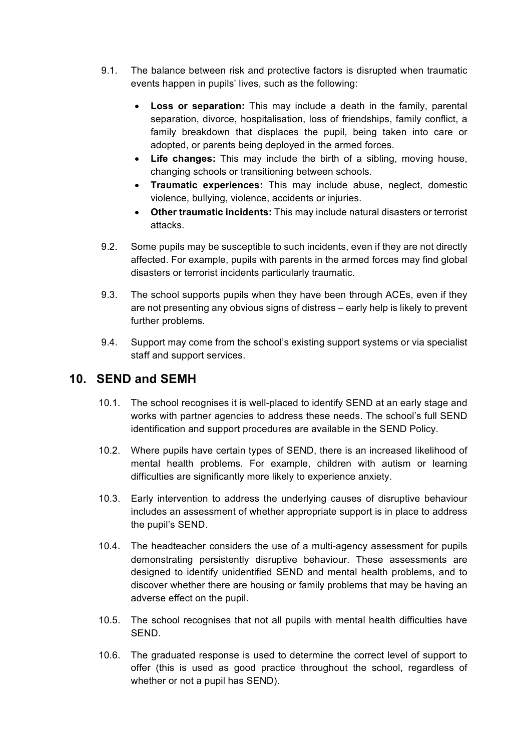9.1. The balance between risk and protective factors is disrupted when traumatic events happen in pupils' lives, such as the following:

- **Loss or separation:** This may include a death in the family, parental separation, divorce, hospitalisation, loss of friendships, family conflict, a family breakdown that displaces the pupil, being taken into care or adopted, or parents being deployed in the armed forces.
- **Life changes:** This may include the birth of a sibling, moving house, changing schools or transitioning between schools.
- **Traumatic experiences:** This may include abuse, neglect, domestic violence, bullying, violence, accidents or injuries.
- **Other traumatic incidents:** This may include natural disasters or terrorist attacks.

9.2. Some pupils may be susceptible to such incidents, even if they are not directly affected. For example, pupils with parents in the armed forces may find global disasters or terrorist incidents particularly traumatic.

9.3. The school supports pupils when they have been through ACEs, even if they are not presenting any obvious signs of distress – early help is likely to prevent further problems.

9.4. Support may come from the school's existing support systems or via specialist staff and support services.

## 10. SEND and SEMH

10.1. The school recognises it is well-placed to identify SEND at an early stage and works with partner agencies to address these needs. The school's full SEND identification and support procedures are available in the SEND Policy.

10.2. Where pupils have certain types of SEND, there is an increased likelihood of mental health problems. For example, children with autism or learning difficulties are significantly more likely to experience anxiety.

10.3. Early intervention to address the underlying causes of disruptive behaviour includes an assessment of whether appropriate support is in place to address the pupil's SEND.

10.4. The headteacher considers the use of a multi-agency assessment for pupils demonstrating persistently disruptive behaviour. These assessments are designed to identify unidentified SEND and mental health problems, and to discover whether there are housing or family problems that may be having an adverse effect on the pupil.

10.5. The school recognises that not all pupils with mental health difficulties have SEND.

10.6. The graduated response is used to determine the correct level of support to offer (this is used as good practice throughout the school, regardless of whether or not a pupil has SEND).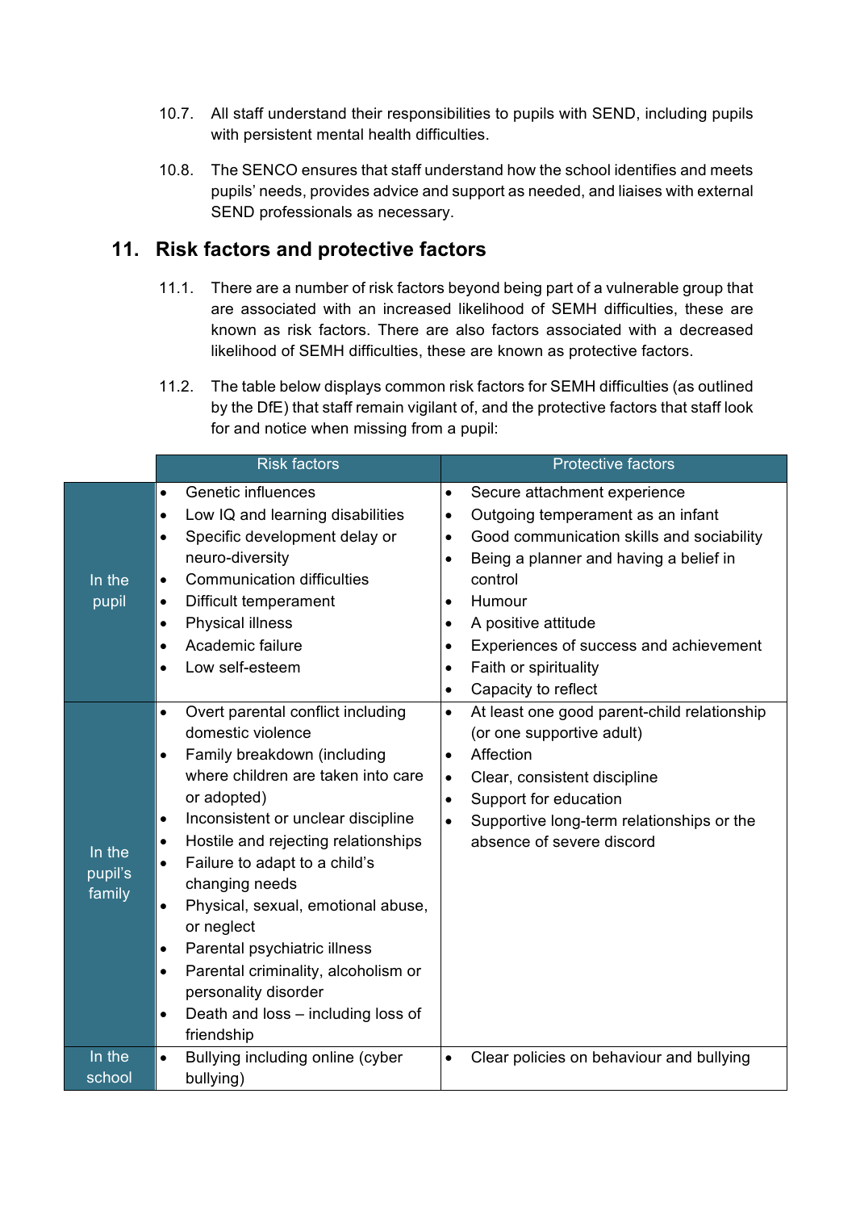10.7. All staff understand their responsibilities to pupils with SEND, including pupils with persistent mental health difficulties.

10.8. The SENCO ensures that staff understand how the school identifies and meets pupils' needs, provides advice and support as needed, and liaises with external SEND professionals as necessary.

## 11. Risk factors and protective factors

11.1. There are a number of risk factors beyond being part of a vulnerable group that are associated with an increased likelihood of SEMH difficulties, these are known as risk factors. There are also factors associated with a decreased likelihood of SEMH difficulties, these are known as protective factors.

11.2. The table below displays common risk factors for SEMH difficulties (as outlined by the DfE) that staff remain vigilant of, and the protective factors that staff look for and notice when missing from a pupil:

| | Risk factors | Protective factors |
|---|---|---|
| In the pupil | • Genetic influences<br>• Low IQ and learning disabilities<br>• Specific development delay or neuro-diversity<br>• Communication difficulties<br>• Difficult temperament<br>• Physical illness<br>• Academic failure<br>• Low self-esteem | • Secure attachment experience<br>• Outgoing temperament as an infant<br>• Good communication skills and sociability<br>• Being a planner and having a belief in control<br>• Humour<br>• A positive attitude<br>• Experiences of success and achievement<br>• Faith or spirituality<br>• Capacity to reflect |
| In the pupil's family | • Overt parental conflict including domestic violence<br>• Family breakdown (including where children are taken into care or adopted)<br>• Inconsistent or unclear discipline<br>• Hostile and rejecting relationships<br>• Failure to adapt to a child's changing needs<br>• Physical, sexual, emotional abuse, or neglect<br>• Parental psychiatric illness<br>• Parental criminality, alcoholism or personality disorder<br>• Death and loss – including loss of friendship | • At least one good parent-child relationship (or one supportive adult)<br>• Affection<br>• Clear, consistent discipline<br>• Support for education<br>• Supportive long-term relationships or the absence of severe discord |
| In the school | • Bullying including online (cyber bullying) | • Clear policies on behaviour and bullying |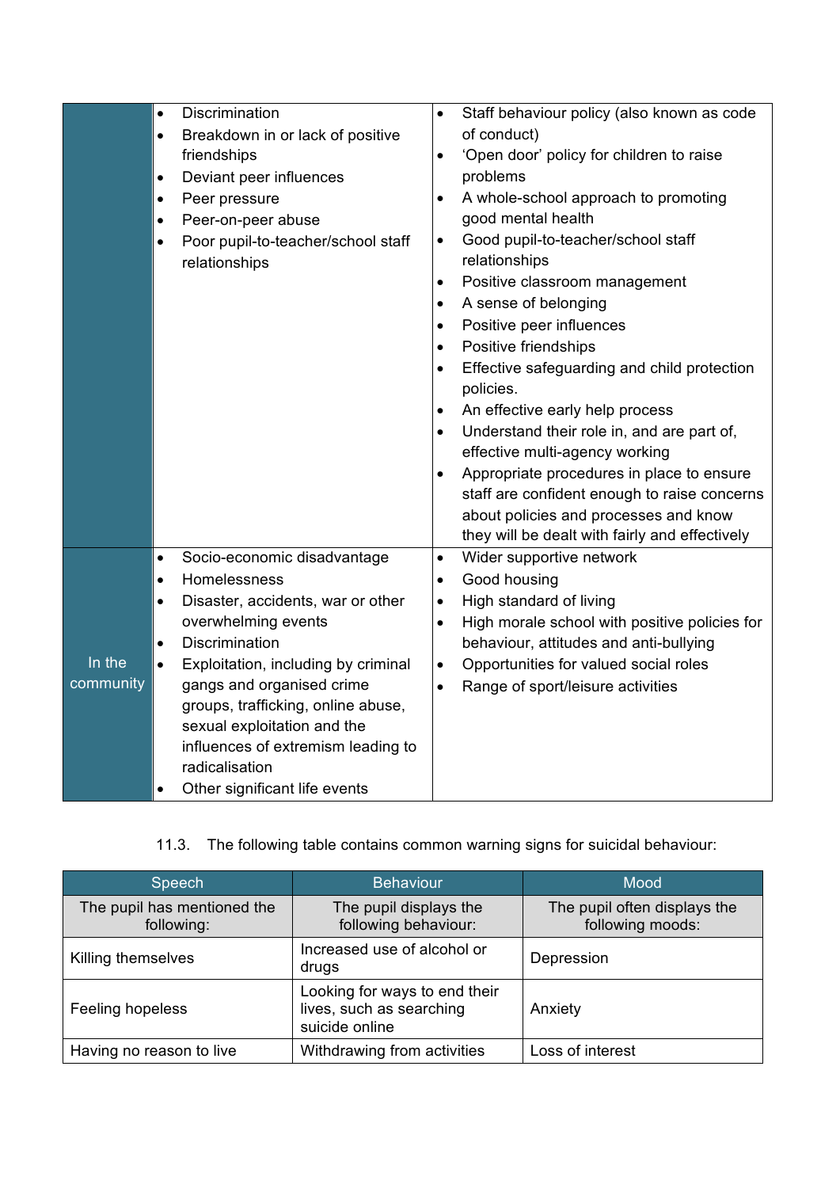| | Risk factors | Protective factors |
|---|---|---|
| | • Discrimination<br>• Breakdown in or lack of positive friendships<br>• Deviant peer influences<br>• Peer pressure<br>• Peer-on-peer abuse<br>• Poor pupil-to-teacher/school staff relationships | • Staff behaviour policy (also known as code of conduct)<br>• 'Open door' policy for children to raise problems<br>• A whole-school approach to promoting good mental health<br>• Good pupil-to-teacher/school staff relationships<br>• Positive classroom management<br>• A sense of belonging<br>• Positive peer influences<br>• Positive friendships<br>• Effective safeguarding and child protection policies.<br>• An effective early help process<br>• Understand their role in, and are part of, effective multi-agency working<br>• Appropriate procedures in place to ensure staff are confident enough to raise concerns about policies and processes and know they will be dealt with fairly and effectively |
| In the community | • Socio-economic disadvantage<br>• Homelessness<br>• Disaster, accidents, war or other overwhelming events<br>• Discrimination<br>• Exploitation, including by criminal gangs and organised crime groups, trafficking, online abuse, sexual exploitation and the influences of extremism leading to radicalisation<br>• Other significant life events | • Wider supportive network<br>• Good housing<br>• High standard of living<br>• High morale school with positive policies for behaviour, attitudes and anti-bullying<br>• Opportunities for valued social roles<br>• Range of sport/leisure activities |

11.3. The following table contains common warning signs for suicidal behaviour:

| Speech | Behaviour | Mood |
|---|---|---|
| The pupil has mentioned the following: | The pupil displays the following behaviour: | The pupil often displays the following moods: |
| Killing themselves | Increased use of alcohol or drugs | Depression |
| Feeling hopeless | Looking for ways to end their lives, such as searching suicide online | Anxiety |
| Having no reason to live | Withdrawing from activities | Loss of interest |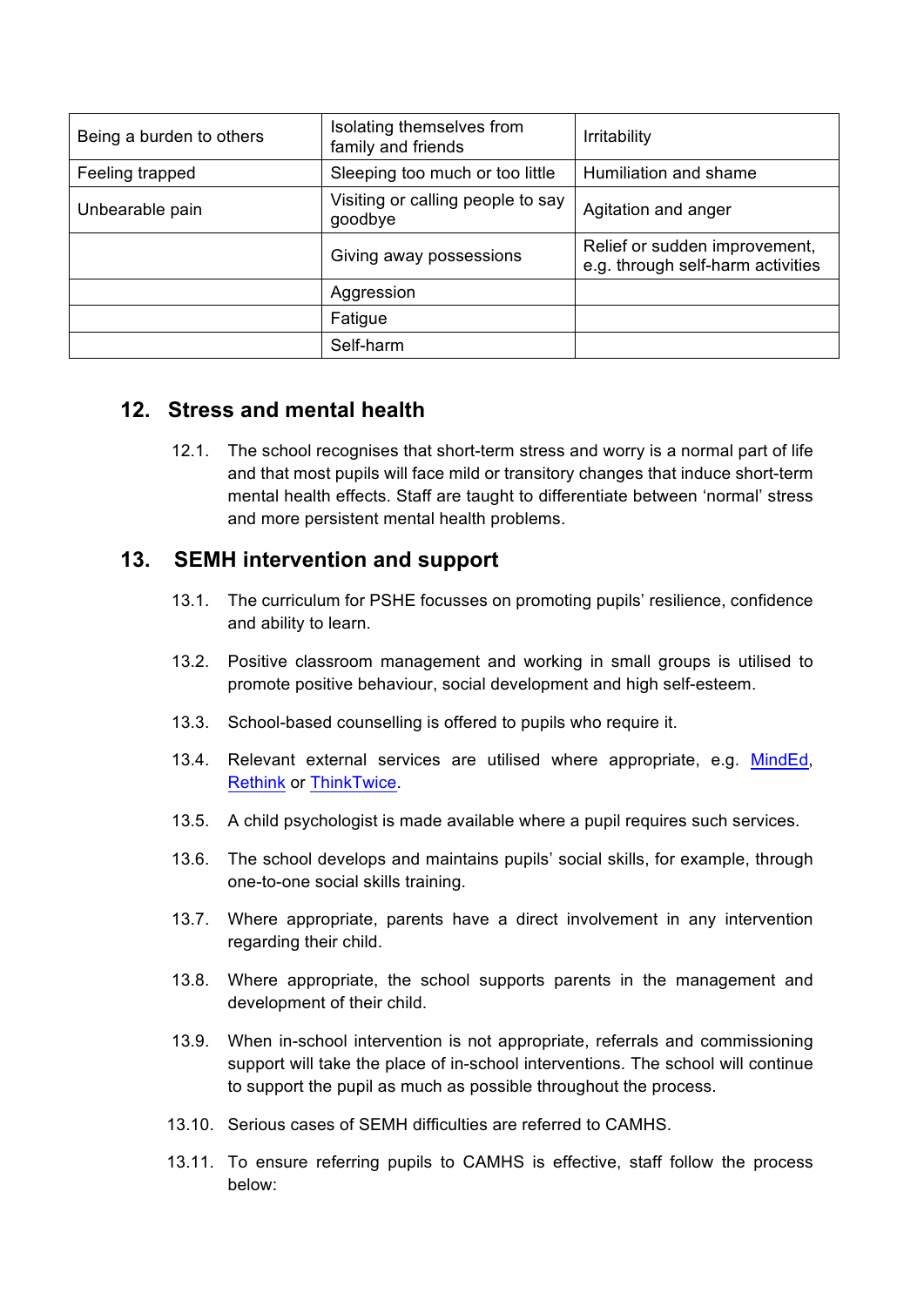| Being a burden to others | Isolating themselves from family and friends | Irritability |
|---|---|---|
| Feeling trapped | Sleeping too much or too little | Humiliation and shame |
| Unbearable pain | Visiting or calling people to say goodbye | Agitation and anger |
| | Giving away possessions | Relief or sudden improvement, e.g. through self-harm activities |
| | Aggression | |
| | Fatigue | |
| | Self-harm | |

## 12. Stress and mental health

12.1. The school recognises that short-term stress and worry is a normal part of life and that most pupils will face mild or transitory changes that induce short-term mental health effects. Staff are taught to differentiate between 'normal' stress and more persistent mental health problems.

## 13. SEMH intervention and support

13.1. The curriculum for PSHE focusses on promoting pupils' resilience, confidence and ability to learn.

13.2. Positive classroom management and working in small groups is utilised to promote positive behaviour, social development and high self-esteem.

13.3. School-based counselling is offered to pupils who require it.

13.4. Relevant external services are utilised where appropriate, e.g. MindEd, Rethink or ThinkTwice.

13.5. A child psychologist is made available where a pupil requires such services.

13.6. The school develops and maintains pupils' social skills, for example, through one-to-one social skills training.

13.7. Where appropriate, parents have a direct involvement in any intervention regarding their child.

13.8. Where appropriate, the school supports parents in the management and development of their child.

13.9. When in-school intervention is not appropriate, referrals and commissioning support will take the place of in-school interventions. The school will continue to support the pupil as much as possible throughout the process.

13.10. Serious cases of SEMH difficulties are referred to CAMHS.

13.11. To ensure referring pupils to CAMHS is effective, staff follow the process below: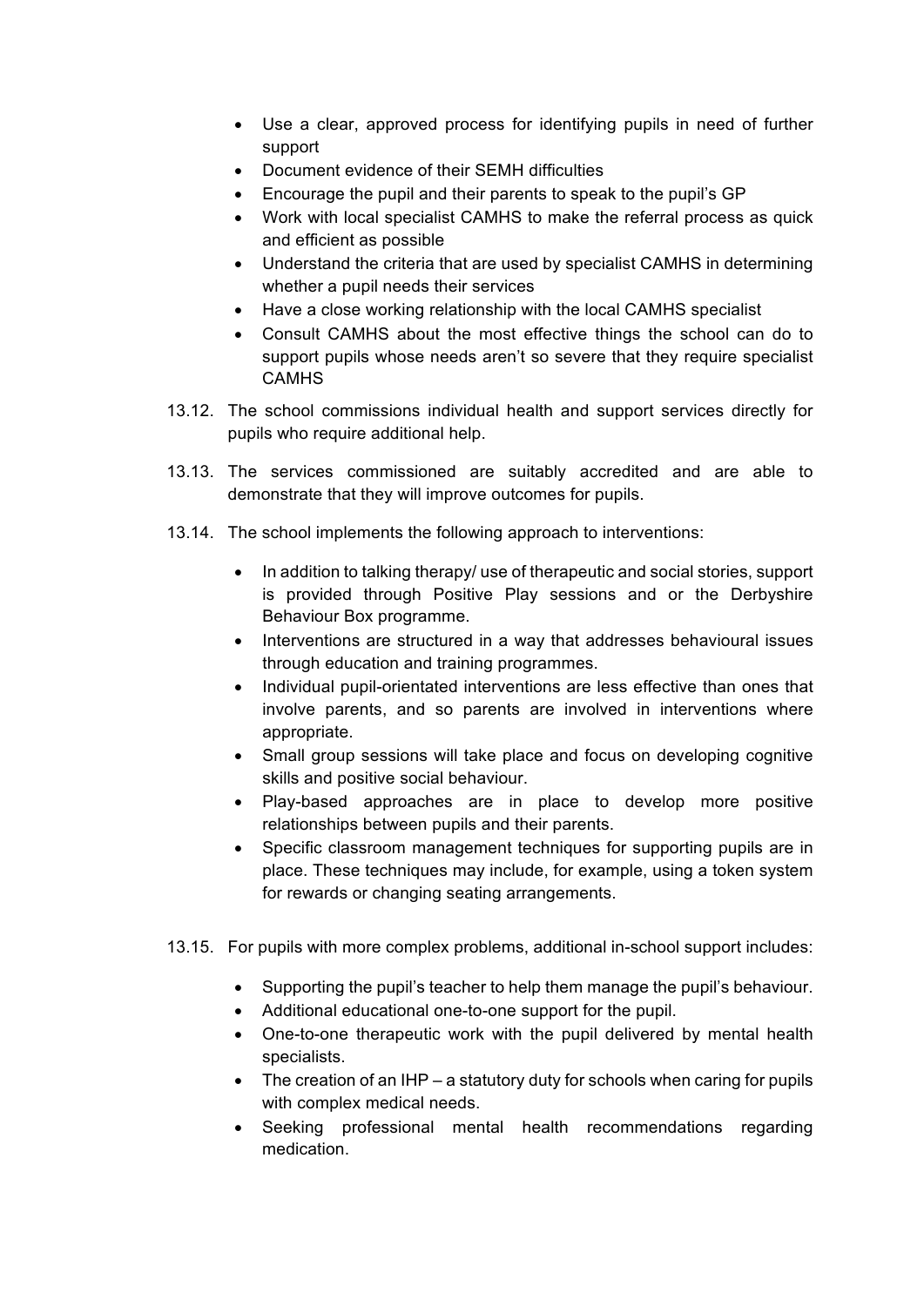- Use a clear, approved process for identifying pupils in need of further support
- Document evidence of their SEMH difficulties
- Encourage the pupil and their parents to speak to the pupil's GP
- Work with local specialist CAMHS to make the referral process as quick and efficient as possible
- Understand the criteria that are used by specialist CAMHS in determining whether a pupil needs their services
- Have a close working relationship with the local CAMHS specialist
- Consult CAMHS about the most effective things the school can do to support pupils whose needs aren't so severe that they require specialist CAMHS

13.12. The school commissions individual health and support services directly for pupils who require additional help.

13.13. The services commissioned are suitably accredited and are able to demonstrate that they will improve outcomes for pupils.

13.14. The school implements the following approach to interventions:

- In addition to talking therapy/ use of therapeutic and social stories, support is provided through Positive Play sessions and or the Derbyshire Behaviour Box programme.
- Interventions are structured in a way that addresses behavioural issues through education and training programmes.
- Individual pupil-orientated interventions are less effective than ones that involve parents, and so parents are involved in interventions where appropriate.
- Small group sessions will take place and focus on developing cognitive skills and positive social behaviour.
- Play-based approaches are in place to develop more positive relationships between pupils and their parents.
- Specific classroom management techniques for supporting pupils are in place. These techniques may include, for example, using a token system for rewards or changing seating arrangements.

13.15. For pupils with more complex problems, additional in-school support includes:

- Supporting the pupil's teacher to help them manage the pupil's behaviour.
- Additional educational one-to-one support for the pupil.
- One-to-one therapeutic work with the pupil delivered by mental health specialists.
- The creation of an IHP – a statutory duty for schools when caring for pupils with complex medical needs.
- Seeking professional mental health recommendations regarding medication.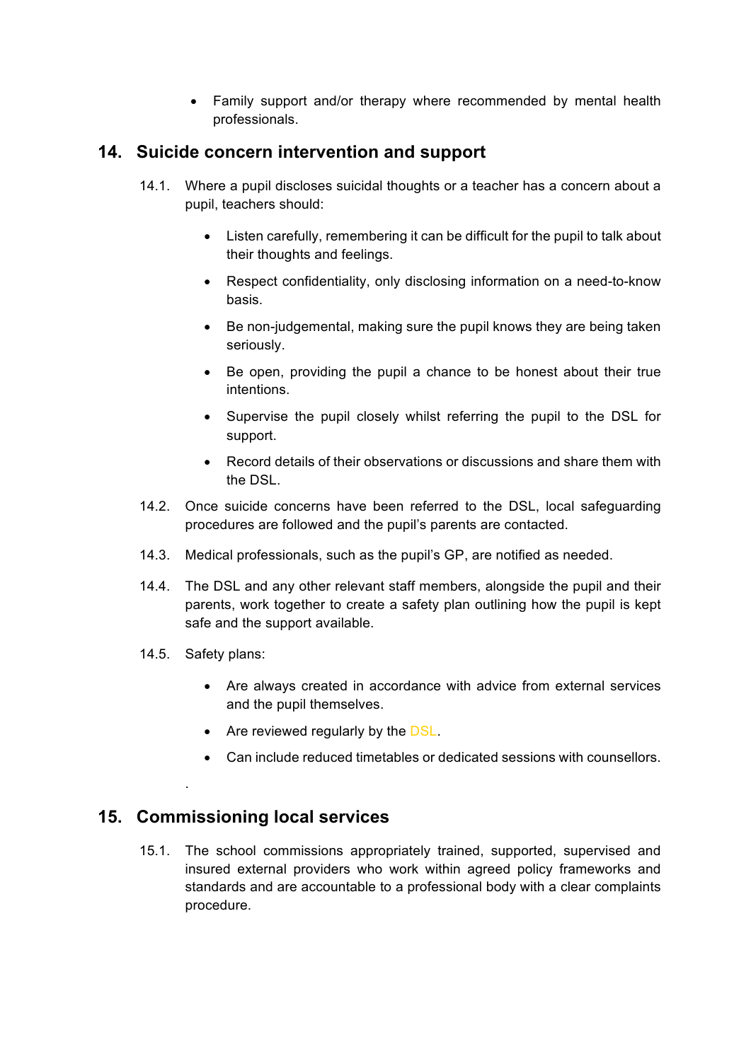- Family support and/or therapy where recommended by mental health professionals.

## 14. Suicide concern intervention and support

14.1. Where a pupil discloses suicidal thoughts or a teacher has a concern about a pupil, teachers should:

- Listen carefully, remembering it can be difficult for the pupil to talk about their thoughts and feelings.
- Respect confidentiality, only disclosing information on a need-to-know basis.
- Be non-judgemental, making sure the pupil knows they are being taken seriously.
- Be open, providing the pupil a chance to be honest about their true intentions.
- Supervise the pupil closely whilst referring the pupil to the DSL for support.
- Record details of their observations or discussions and share them with the DSL.

14.2. Once suicide concerns have been referred to the DSL, local safeguarding procedures are followed and the pupil's parents are contacted.

14.3. Medical professionals, such as the pupil's GP, are notified as needed.

14.4. The DSL and any other relevant staff members, alongside the pupil and their parents, work together to create a safety plan outlining how the pupil is kept safe and the support available.

14.5. Safety plans:

- Are always created in accordance with advice from external services and the pupil themselves.
- Are reviewed regularly by the DSL.
- Can include reduced timetables or dedicated sessions with counsellors.

.

## 15. Commissioning local services

15.1. The school commissions appropriately trained, supported, supervised and insured external providers who work within agreed policy frameworks and standards and are accountable to a professional body with a clear complaints procedure.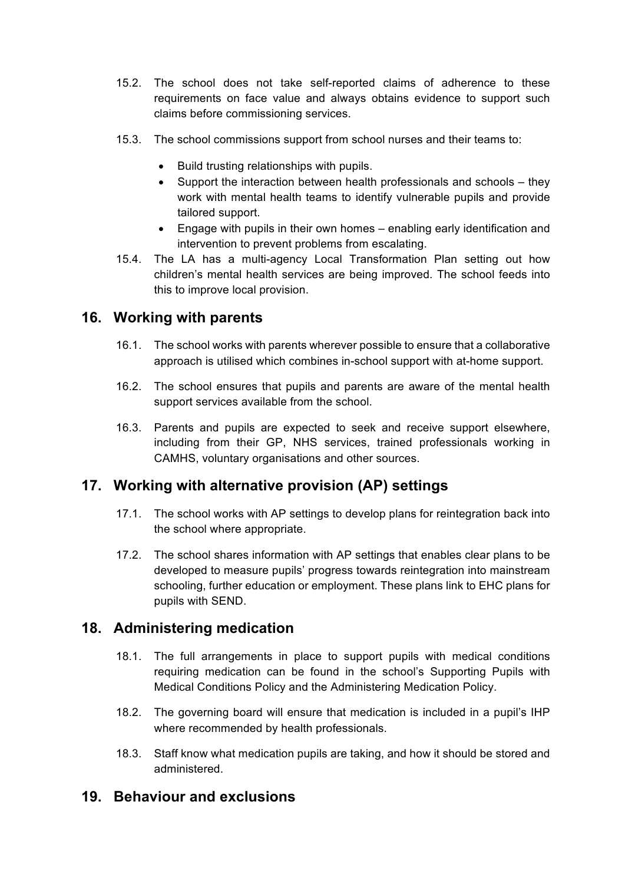15.2. The school does not take self-reported claims of adherence to these requirements on face value and always obtains evidence to support such claims before commissioning services.

15.3. The school commissions support from school nurses and their teams to:

- Build trusting relationships with pupils.
- Support the interaction between health professionals and schools – they work with mental health teams to identify vulnerable pupils and provide tailored support.
- Engage with pupils in their own homes – enabling early identification and intervention to prevent problems from escalating.

15.4. The LA has a multi-agency Local Transformation Plan setting out how children's mental health services are being improved. The school feeds into this to improve local provision.

## 16. Working with parents

16.1. The school works with parents wherever possible to ensure that a collaborative approach is utilised which combines in-school support with at-home support.

16.2. The school ensures that pupils and parents are aware of the mental health support services available from the school.

16.3. Parents and pupils are expected to seek and receive support elsewhere, including from their GP, NHS services, trained professionals working in CAMHS, voluntary organisations and other sources.

## 17. Working with alternative provision (AP) settings

17.1. The school works with AP settings to develop plans for reintegration back into the school where appropriate.

17.2. The school shares information with AP settings that enables clear plans to be developed to measure pupils' progress towards reintegration into mainstream schooling, further education or employment. These plans link to EHC plans for pupils with SEND.

## 18. Administering medication

18.1. The full arrangements in place to support pupils with medical conditions requiring medication can be found in the school's Supporting Pupils with Medical Conditions Policy and the Administering Medication Policy.

18.2. The governing board will ensure that medication is included in a pupil's IHP where recommended by health professionals.

18.3. Staff know what medication pupils are taking, and how it should be stored and administered.

## 19. Behaviour and exclusions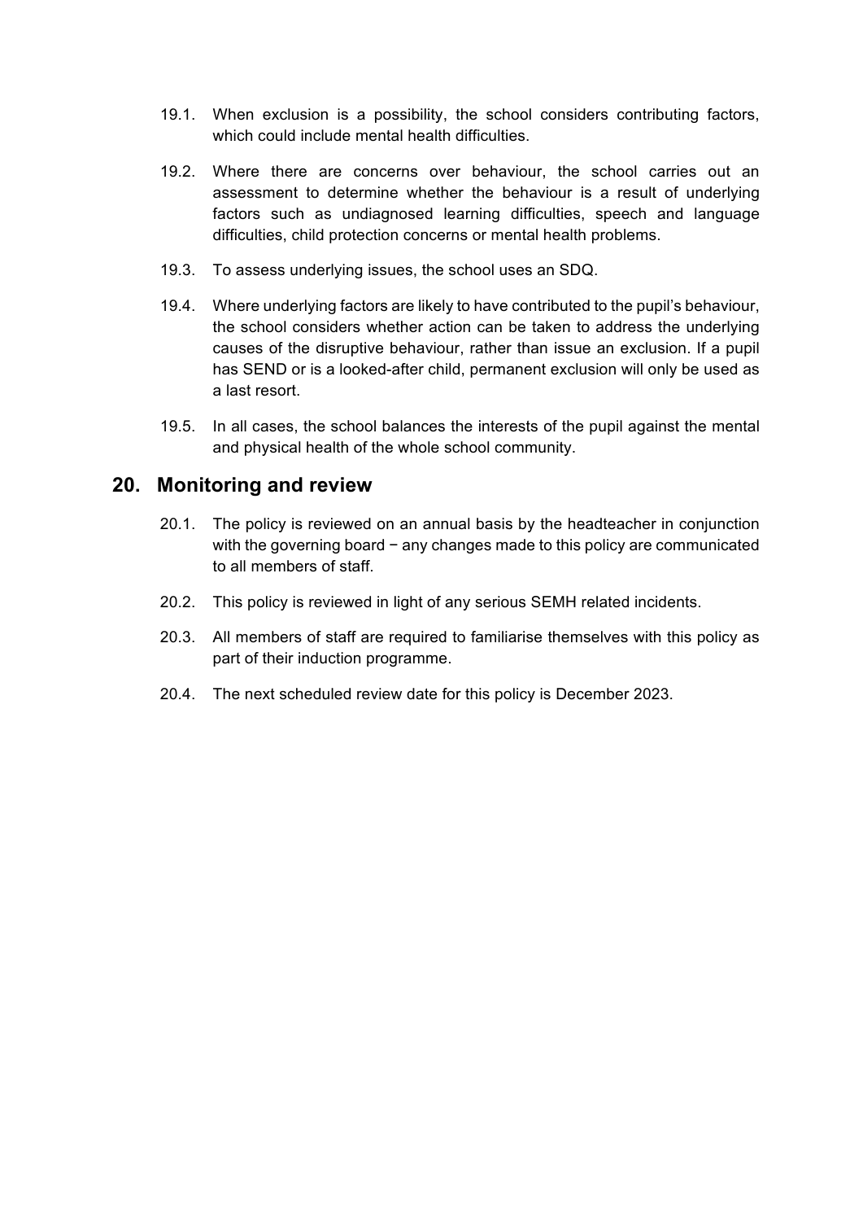19.1. When exclusion is a possibility, the school considers contributing factors, which could include mental health difficulties.

19.2. Where there are concerns over behaviour, the school carries out an assessment to determine whether the behaviour is a result of underlying factors such as undiagnosed learning difficulties, speech and language difficulties, child protection concerns or mental health problems.

19.3. To assess underlying issues, the school uses an SDQ.

19.4. Where underlying factors are likely to have contributed to the pupil's behaviour, the school considers whether action can be taken to address the underlying causes of the disruptive behaviour, rather than issue an exclusion. If a pupil has SEND or is a looked-after child, permanent exclusion will only be used as a last resort.

19.5. In all cases, the school balances the interests of the pupil against the mental and physical health of the whole school community.

## 20. Monitoring and review

20.1. The policy is reviewed on an annual basis by the headteacher in conjunction with the governing board − any changes made to this policy are communicated to all members of staff.

20.2. This policy is reviewed in light of any serious SEMH related incidents.

20.3. All members of staff are required to familiarise themselves with this policy as part of their induction programme.

20.4. The next scheduled review date for this policy is December 2023.